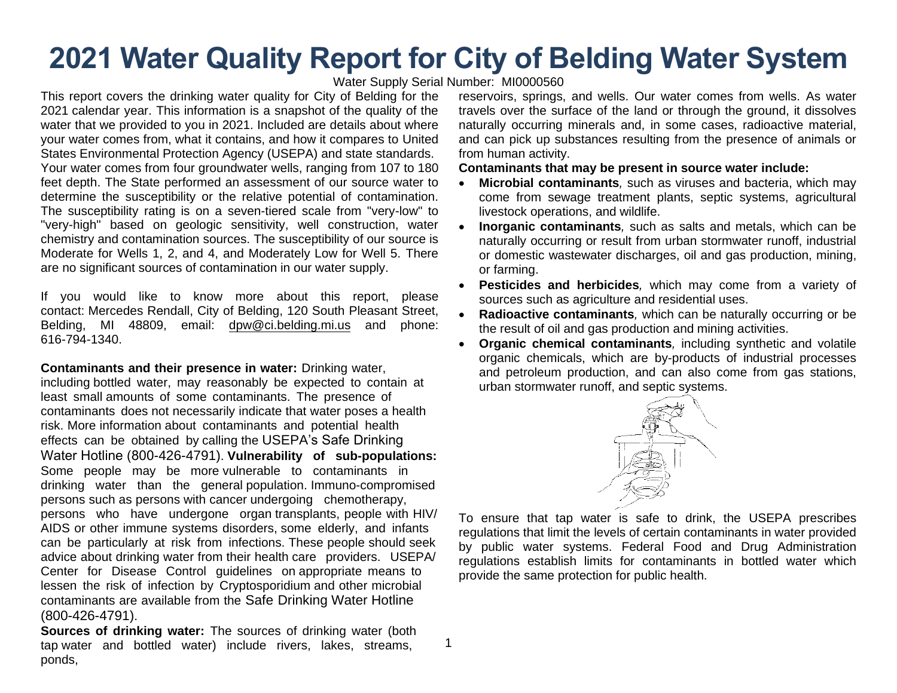# 2021 Water Quality Report for City of Belding Water System

Water Supply Serial Number: MI0000560

This report covers the drinking water quality for City of Belding for the 2021 calendar year. This information is a snapshot of the quality of the water that we provided to you in 2021. Included are details about where your water comes from, what it contains, and how it compares to United States Environmental Protection Agency (USEPA) and state standards. Your water comes from four groundwater wells, ranging from 107 to 180 feet depth. The State performed an assessment of our source water to determine the susceptibility or the relative potential of contamination. The susceptibility rating is on a seven-tiered scale from "very-low" to "very-high" based on geologic sensitivity, well construction, water chemistry and contamination sources. The susceptibility of our source is Moderate for Wells 1, 2, and 4, and Moderately Low for Well 5. There are no significant sources of contamination in our water supply.

If you would like to know more about this report, please contact: Mercedes Rendall, City of Belding, 120 South Pleasant Street, Belding, MI 48809, email: dpw@ci.belding.mi.us and phone: 616-794-1340.

**Contaminants and their presence in water:** Drinking water, including bottled water, may reasonably be expected to contain at least small amounts of some contaminants. The presence of contaminants does not necessarily indicate that water poses a health risk. More information about contaminants and potential health effects can be obtained by calling the USEPA's Safe Drinking Water Hotline (800-426-4791). **Vulnerability of sub-populations:** Some people may be more vulnerable to contaminants in drinking water than the general population. Immuno-compromised persons such as persons with cancer undergoing chemotherapy, persons who have undergone organ transplants, people with HIV/AIDS or other immune systems disorders, some elderly, and infants can be particularly at risk from infections. These people should seek advice about drinking water from their health care providers. USEPA/Center for Disease Control guidelines on appropriate means to lessen the risk of infection by Cryptosporidium and other microbial contaminants are available from the Safe Drinking Water Hotline (800-426-4791).

**Sources of drinking water:** The sources of drinking water (both tap water and bottled water) include rivers, lakes, streams, ponds, reservoirs, springs, and wells. Our water comes from wells. As water travels over the surface of the land or through the ground, it dissolves naturally occurring minerals and, in some cases, radioactive material, and can pick up substances resulting from the presence of animals or from human activity.

**Contaminants that may be present in source water include:**

- **Microbial contaminants***,* such as viruses and bacteria, which may come from sewage treatment plants, septic systems, agricultural livestock operations, and wildlife.
- **Inorganic contaminants***,* such as salts and metals, which can be naturally occurring or result from urban stormwater runoff, industrial or domestic wastewater discharges, oil and gas production, mining, or farming.
- **Pesticides and herbicides***,* which may come from a variety of sources such as agriculture and residential uses.
- **Radioactive contaminants***,* which can be naturally occurring or be the result of oil and gas production and mining activities.
- **Organic chemical contaminants***,* including synthetic and volatile organic chemicals, which are by-products of industrial processes and petroleum production, and can also come from gas stations, urban stormwater runoff, and septic systems.

To ensure that tap water is safe to drink, the USEPA prescribes regulations that limit the levels of certain contaminants in water provided by public water systems. Federal Food and Drug Administration regulations establish limits for contaminants in bottled water which provide the same protection for public health.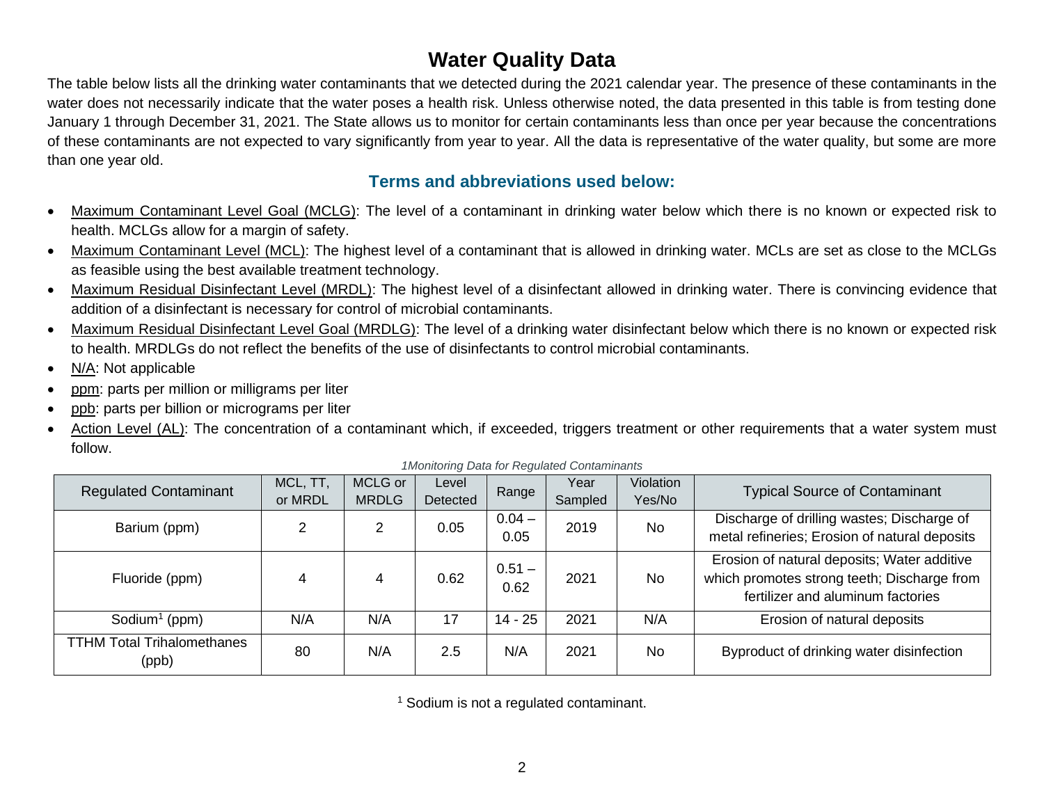# Water Quality Data

The table below lists all the drinking water contaminants that we detected during the 2021 calendar year. The presence of these contaminants in the water does not necessarily indicate that the water poses a health risk. Unless otherwise noted, the data presented in this table is from testing done January 1 through December 31, 2021. The State allows us to monitor for certain contaminants less than once per year because the concentrations of these contaminants are not expected to vary significantly from year to year. All the data is representative of the water quality, but some are more than one year old.

## Terms and abbreviations used below:

- Maximum Contaminant Level Goal (MCLG): The level of a contaminant in drinking water below which there is no known or expected risk to health. MCLGs allow for a margin of safety.
- Maximum Contaminant Level (MCL): The highest level of a contaminant that is allowed in drinking water. MCLs are set as close to the MCLGs as feasible using the best available treatment technology.
- Maximum Residual Disinfectant Level (MRDL): The highest level of a disinfectant allowed in drinking water. There is convincing evidence that addition of a disinfectant is necessary for control of microbial contaminants.
- Maximum Residual Disinfectant Level Goal (MRDLG): The level of a drinking water disinfectant below which there is no known or expected risk to health. MRDLGs do not reflect the benefits of the use of disinfectants to control microbial contaminants.
- N/A: Not applicable
- ppm: parts per million or milligrams per liter
- ppb: parts per billion or micrograms per liter
- Action Level (AL): The concentration of a contaminant which, if exceeded, triggers treatment or other requirements that a water system must follow.

*1Monitoring Data for Regulated Contaminants*

| Regulated Contaminant | MCL, TT, or MRDL | MCLG or MRDLG | Level Detected | Range | Year Sampled | Violation Yes/No | Typical Source of Contaminant |
|---|---|---|---|---|---|---|---|
| Barium (ppm) | 2 | 2 | 0.05 | 0.04 – 0.05 | 2019 | No | Discharge of drilling wastes; Discharge of metal refineries; Erosion of natural deposits |
| Fluoride (ppm) | 4 | 4 | 0.62 | 0.51 – 0.62 | 2021 | No | Erosion of natural deposits; Water additive which promotes strong teeth; Discharge from fertilizer and aluminum factories |
| Sodium[1] (ppm) | N/A | N/A | 17 | 14 - 25 | 2021 | N/A | Erosion of natural deposits |
| TTHM Total Trihalomethanes (ppb) | 80 | N/A | 2.5 | N/A | 2021 | No | Byproduct of drinking water disinfection |

[1] Sodium is not a regulated contaminant.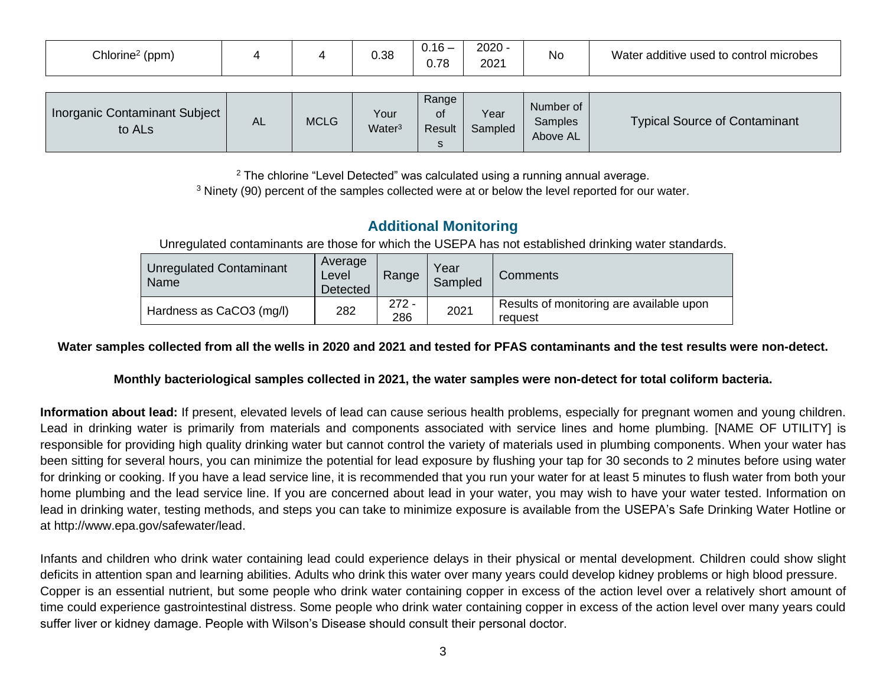| Chlorine[2] (ppm) | 4 | 4 | 0.38 | 0.16 – 0.78 | 2020 - 2021 | No | Water additive used to control microbes |
|---|---|---|---|---|---|---|---|

| Inorganic Contaminant Subject to ALs | AL | MCLG | Your Water[3] | Range of Results | Year Sampled | Number of Samples Above AL | Typical Source of Contaminant |
|---|---|---|---|---|---|---|---|

[2] The chlorine "Level Detected" was calculated using a running annual average.
[3] Ninety (90) percent of the samples collected were at or below the level reported for our water.

## Additional Monitoring

Unregulated contaminants are those for which the USEPA has not established drinking water standards.

| Unregulated Contaminant Name | Average Level Detected | Range | Year Sampled | Comments |
|---|---|---|---|---|
| Hardness as CaCO3 (mg/l) | 282 | 272 - 286 | 2021 | Results of monitoring are available upon request |

**Water samples collected from all the wells in 2020 and 2021 and tested for PFAS contaminants and the test results were non-detect.**

**Monthly bacteriological samples collected in 2021, the water samples were non-detect for total coliform bacteria.**

**Information about lead:** If present, elevated levels of lead can cause serious health problems, especially for pregnant women and young children. Lead in drinking water is primarily from materials and components associated with service lines and home plumbing. [NAME OF UTILITY] is responsible for providing high quality drinking water but cannot control the variety of materials used in plumbing components. When your water has been sitting for several hours, you can minimize the potential for lead exposure by flushing your tap for 30 seconds to 2 minutes before using water for drinking or cooking. If you have a lead service line, it is recommended that you run your water for at least 5 minutes to flush water from both your home plumbing and the lead service line. If you are concerned about lead in your water, you may wish to have your water tested. Information on lead in drinking water, testing methods, and steps you can take to minimize exposure is available from the USEPA's Safe Drinking Water Hotline or at http://www.epa.gov/safewater/lead.

Infants and children who drink water containing lead could experience delays in their physical or mental development. Children could show slight deficits in attention span and learning abilities. Adults who drink this water over many years could develop kidney problems or high blood pressure.
Copper is an essential nutrient, but some people who drink water containing copper in excess of the action level over a relatively short amount of time could experience gastrointestinal distress. Some people who drink water containing copper in excess of the action level over many years could suffer liver or kidney damage. People with Wilson's Disease should consult their personal doctor.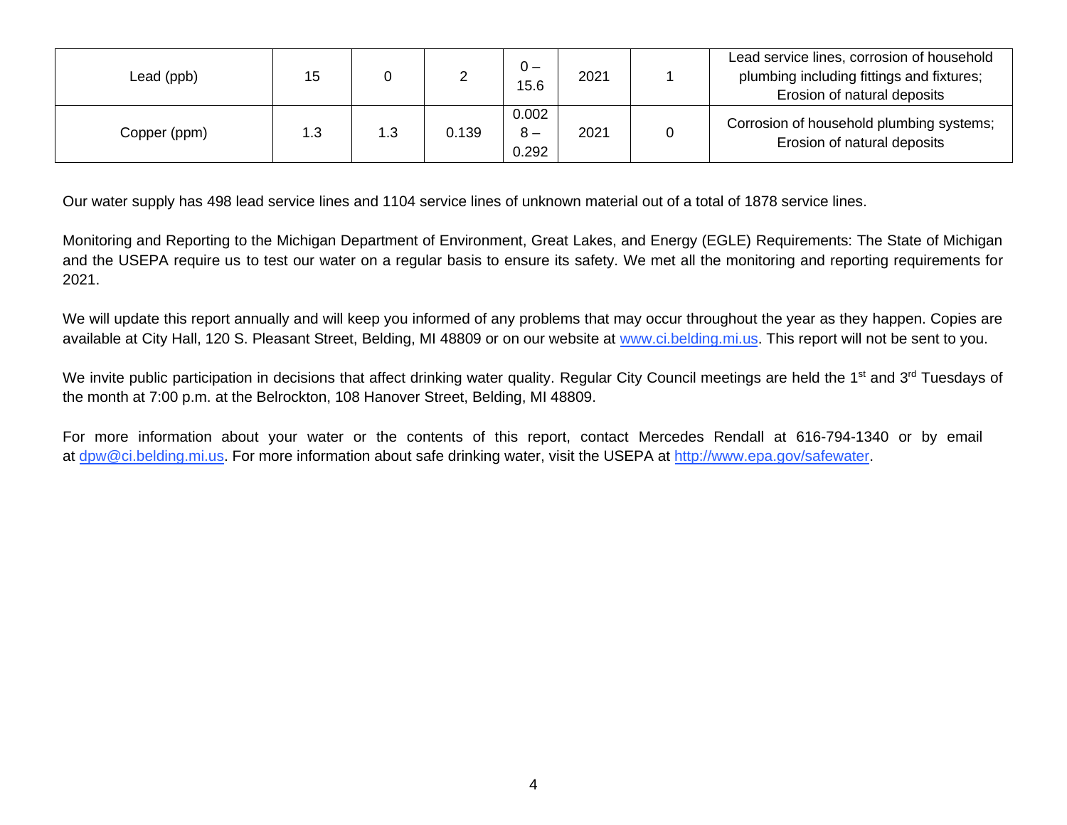| | | | | | | | |
|---|---|---|---|---|---|---|---|
| Lead (ppb) | 15 | 0 | 2 | 0 – 15.6 | 2021 | 1 | Lead service lines, corrosion of household plumbing including fittings and fixtures; Erosion of natural deposits |
| Copper (ppm) | 1.3 | 1.3 | 0.139 | 0.0028 – 0.292 | 2021 | 0 | Corrosion of household plumbing systems; Erosion of natural deposits |

Our water supply has 498 lead service lines and 1104 service lines of unknown material out of a total of 1878 service lines.

Monitoring and Reporting to the Michigan Department of Environment, Great Lakes, and Energy (EGLE) Requirements: The State of Michigan and the USEPA require us to test our water on a regular basis to ensure its safety. We met all the monitoring and reporting requirements for 2021.

We will update this report annually and will keep you informed of any problems that may occur throughout the year as they happen. Copies are available at City Hall, 120 S. Pleasant Street, Belding, MI 48809 or on our website at [www.ci.belding.mi.us](www.ci.belding.mi.us). This report will not be sent to you.

We invite public participation in decisions that affect drinking water quality. Regular City Council meetings are held the 1st and 3rd Tuesdays of the month at 7:00 p.m. at the Belrockton, 108 Hanover Street, Belding, MI 48809.

For more information about your water or the contents of this report, contact Mercedes Rendall at 616-794-1340 or by email at [dpw@ci.belding.mi.us](mailto:dpw@ci.belding.mi.us). For more information about safe drinking water, visit the USEPA at [http://www.epa.gov/safewater](http://www.epa.gov/safewater).